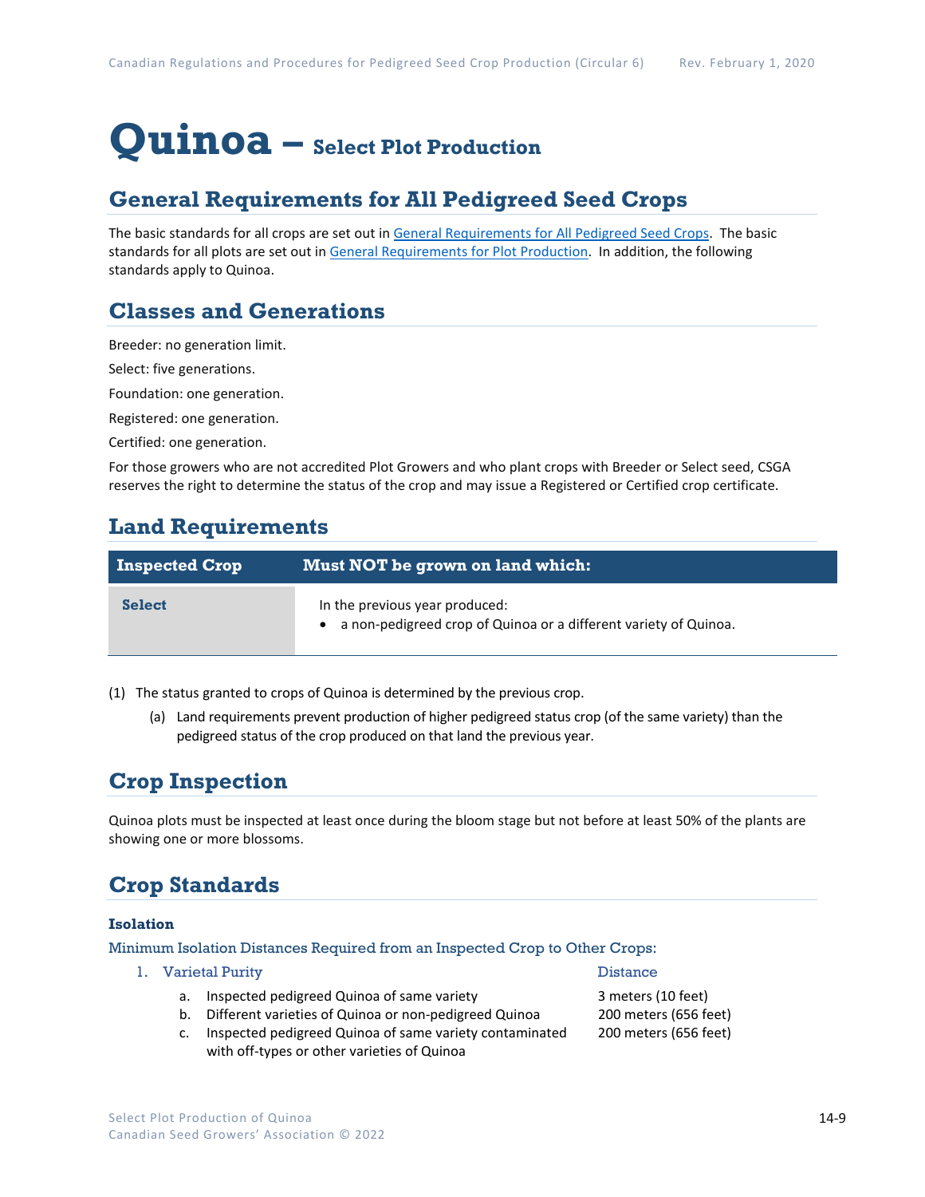# Quinoa – Select Plot Production

## General Requirements for All Pedigreed Seed Crops

The basic standards for all crops are set out in General Requirements for All Pedigreed Seed Crops. The basic standards for all plots are set out in General Requirements for Plot Production. In addition, the following standards apply to Quinoa.

## Classes and Generations

Breeder: no generation limit.

Select: five generations.

Foundation: one generation.

Registered: one generation.

Certified: one generation.

For those growers who are not accredited Plot Growers and who plant crops with Breeder or Select seed, CSGA reserves the right to determine the status of the crop and may issue a Registered or Certified crop certificate.

## Land Requirements

| Inspected Crop | Must NOT be grown on land which: |
| --- | --- |
| **Select** | In the previous year produced:<br>• a non-pedigreed crop of Quinoa or a different variety of Quinoa. |

(1) The status granted to crops of Quinoa is determined by the previous crop.

  (a) Land requirements prevent production of higher pedigreed status crop (of the same variety) than the pedigreed status of the crop produced on that land the previous year.

## Crop Inspection

Quinoa plots must be inspected at least once during the bloom stage but not before at least 50% of the plants are showing one or more blossoms.

## Crop Standards

### Isolation

Minimum Isolation Distances Required from an Inspected Crop to Other Crops:

| 1. Varietal Purity | Distance |
| --- | --- |
| a. Inspected pedigreed Quinoa of same variety | 3 meters (10 feet) |
| b. Different varieties of Quinoa or non-pedigreed Quinoa | 200 meters (656 feet) |
| c. Inspected pedigreed Quinoa of same variety contaminated with off-types or other varieties of Quinoa | 200 meters (656 feet) |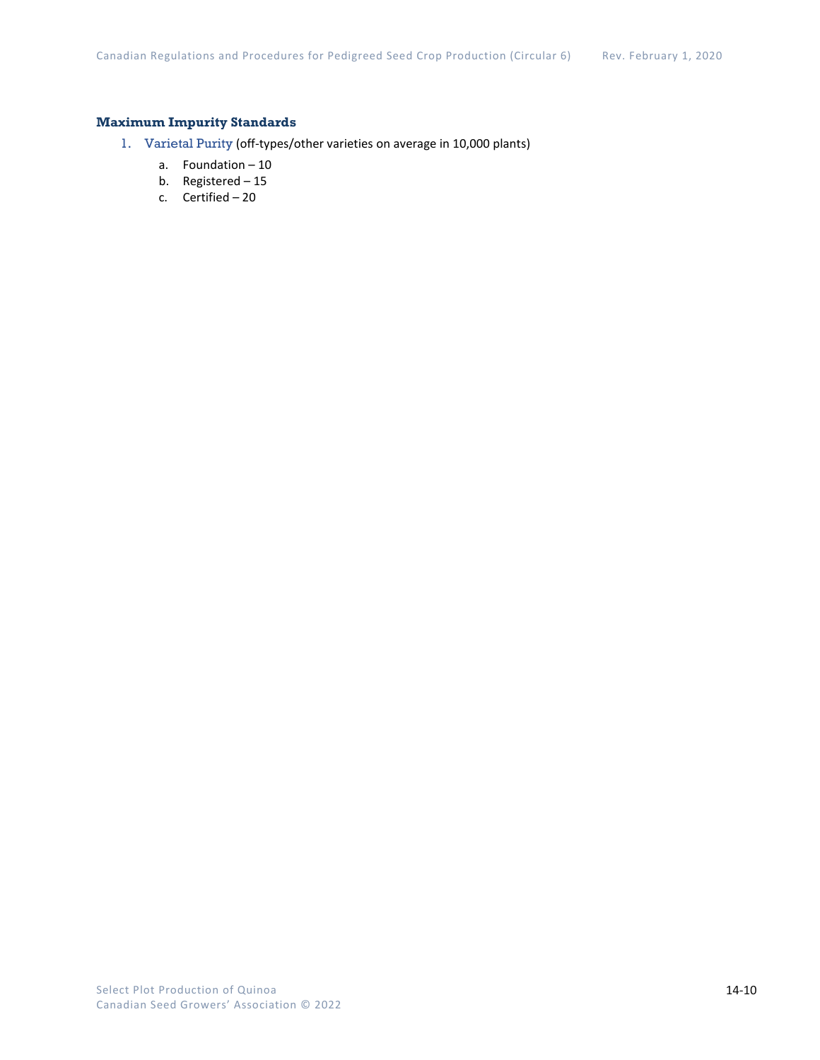### Maximum Impurity Standards

1. Varietal Purity (off-types/other varieties on average in 10,000 plants)
    a. Foundation – 10
    b. Registered – 15
    c. Certified – 20